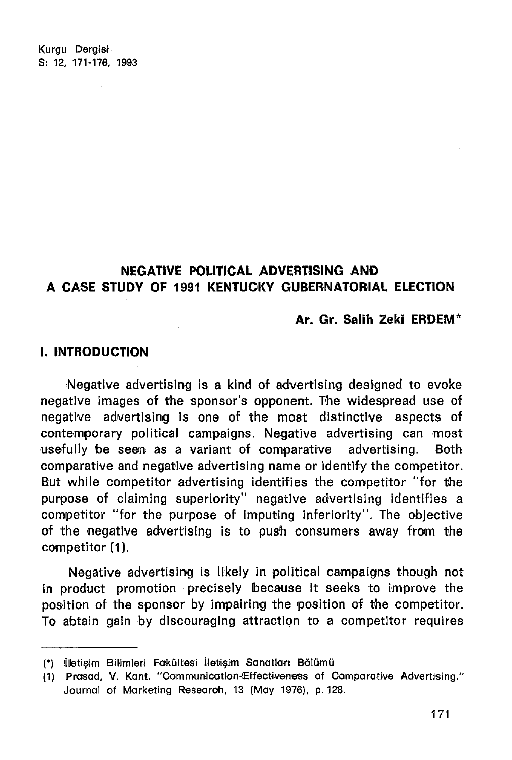# NEGATIVE POLITICAL ADVERTISING AND A CASE STUDY OF 1991 KENTUCKY GUBERNATORIAL ELECTION

**Ar. Gr. Salih Zeki ERDEM***

## I. INTRODUCTION

Negative advertising is a kind of advertising designed to evoke negative images of the sponsor's opponent. The widespread use of negative advertising is one of the most distinctive aspects of contemporary political campaigns. Negative advertising can most usefully be seen as a variant of comparative advertising. Both comparative and negative advertising name or identify the competitor. But while competitor advertising identifies the competitor "for the purpose of claiming superiority" negative advertising identifies a competitor "for the purpose of imputing inferiority". The objective of the negative advertising is to push consumers away from the competitor (1).

Negative advertising is likely in political campaigns though not in product promotion precisely because it seeks to improve the position of the sponsor by impairing the position of the competitor. To abtain gain by discouraging attraction to a competitor requires

---

(*) İletişim Bilimleri Fakültesi İletişim Sanatları Bölümü

(1) Prasad, V. Kant. "Communication-Effectiveness of Comparative Advertising." Journal of Marketing Research, 13 (May 1976), p. 128.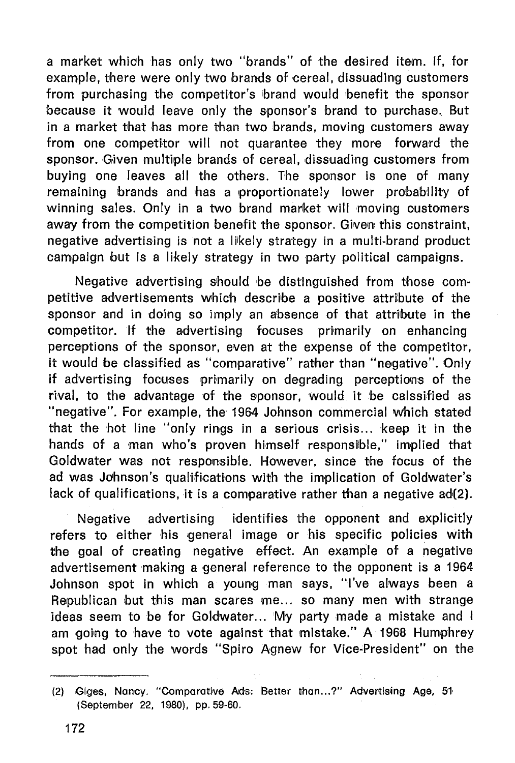a market which has only two "brands" of the desired item. If, for example, there were only two brands of cereal, dissuading customers from purchasing the competitor's brand would benefit the sponsor because it would leave only the sponsor's brand to purchase. But in a market that has more than two brands, moving customers away from one competitor will not quarantee they more forward the sponsor. Given multiple brands of cereal, dissuading customers from buying one leaves all the others. The sponsor is one of many remaining brands and has a proportionately lower probability of winning sales. Only in a two brand market will moving customers away from the competition benefit the sponsor. Given this constraint, negative advertising is not a likely strategy in a multi-brand product campaign but is a likely strategy in two party political campaigns.

Negative advertising should be distinguished from those competitive advertisements which describe a positive attribute of the sponsor and in doing so imply an absence of that attribute in the competitor. If the advertising focuses primarily on enhancing perceptions of the sponsor, even at the expense of the competitor, it would be classified as "comparative" rather than "negative". Only if advertising focuses primarily on degrading perceptions of the rival, to the advantage of the sponsor, would it be calssified as "negative". For example, the 1964 Johnson commercial which stated that the hot line "only rings in a serious crisis... keep it in the hands of a man who's proven himself responsible," implied that Goldwater was not responsible. However, since the focus of the ad was Johnson's qualifications with the implication of Goldwater's lack of qualifications, it is a comparative rather than a negative ad(2).

Negative advertising identifies the opponent and explicitly refers to either his general image or his specific policies with the goal of creating negative effect. An example of a negative advertisement making a general reference to the opponent is a 1964 Johnson spot in which a young man says, "I've always been a Republican but this man scares me... so many men with strange ideas seem to be for Goldwater... My party made a mistake and I am going to have to vote against that mistake." A 1968 Humphrey spot had only the words "Spiro Agnew for Vice-President" on the

---

(2) Giges, Nancy. "Comparative Ads: Better than...?" Advertising Age, 51 (September 22, 1980), pp. 59-60.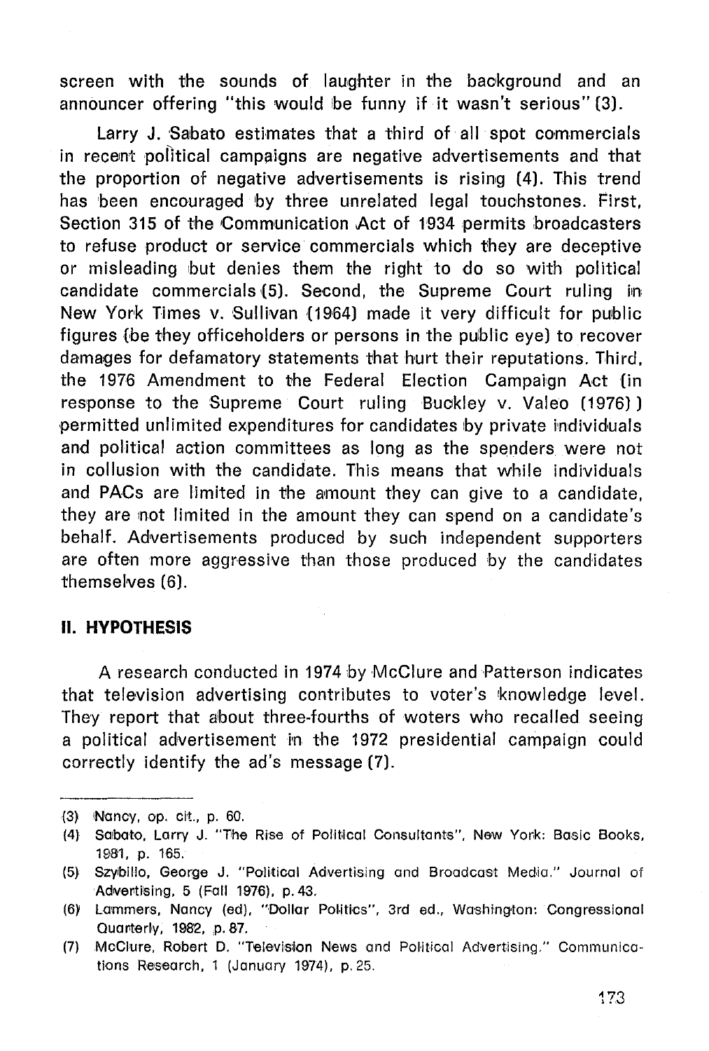screen with the sounds of laughter in the background and an announcer offering "this would be funny if it wasn't serious" (3).

Larry J. Sabato estimates that a third of all spot commercials in recent political campaigns are negative advertisements and that the proportion of negative advertisements is rising (4). This trend has been encouraged by three unrelated legal touchstones. First, Section 315 of the Communication Act of 1934 permits broadcasters to refuse product or service commercials which they are deceptive or misleading but denies them the right to do so with political candidate commercials (5). Second, the Supreme Court ruling in New York Times v. Sullivan (1964) made it very difficult for public figures (be they officeholders or persons in the public eye) to recover damages for defamatory statements that hurt their reputations. Third, the 1976 Amendment to the Federal Election Campaign Act (in response to the Supreme Court ruling Buckley v. Valeo (1976) ) permitted unlimited expenditures for candidates by private individuals and political action committees as long as the spenders were not in collusion with the candidate. This means that while individuals and PACs are limited in the amount they can give to a candidate, they are not limited in the amount they can spend on a candidate's behalf. Advertisements produced by such independent supporters are often more aggressive than those produced by the candidates themselves (6).

## II. HYPOTHESIS

A research conducted in 1974 by McClure and Patterson indicates that television advertising contributes to voter's knowledge level. They report that about three-fourths of woters who recalled seeing a political advertisement in the 1972 presidential campaign could correctly identify the ad's message (7).

---

(3) Nancy, op. cit., p. 60.

(4) Sabato, Larry J. "The Rise of Political Consultants", New York: Basic Books, 1981, p. 165.

(5) Szybillo, George J. "Political Advertising and Broadcast Media." Journal of Advertising, 5 (Fall 1976), p. 43.

(6) Lammers, Nancy (ed), "Dollar Politics", 3rd ed., Washington: Congressional Quarterly, 1982, p. 87.

(7) McClure, Robert D. "Television News and Political Advertising." Communications Research, 1 (January 1974), p. 25.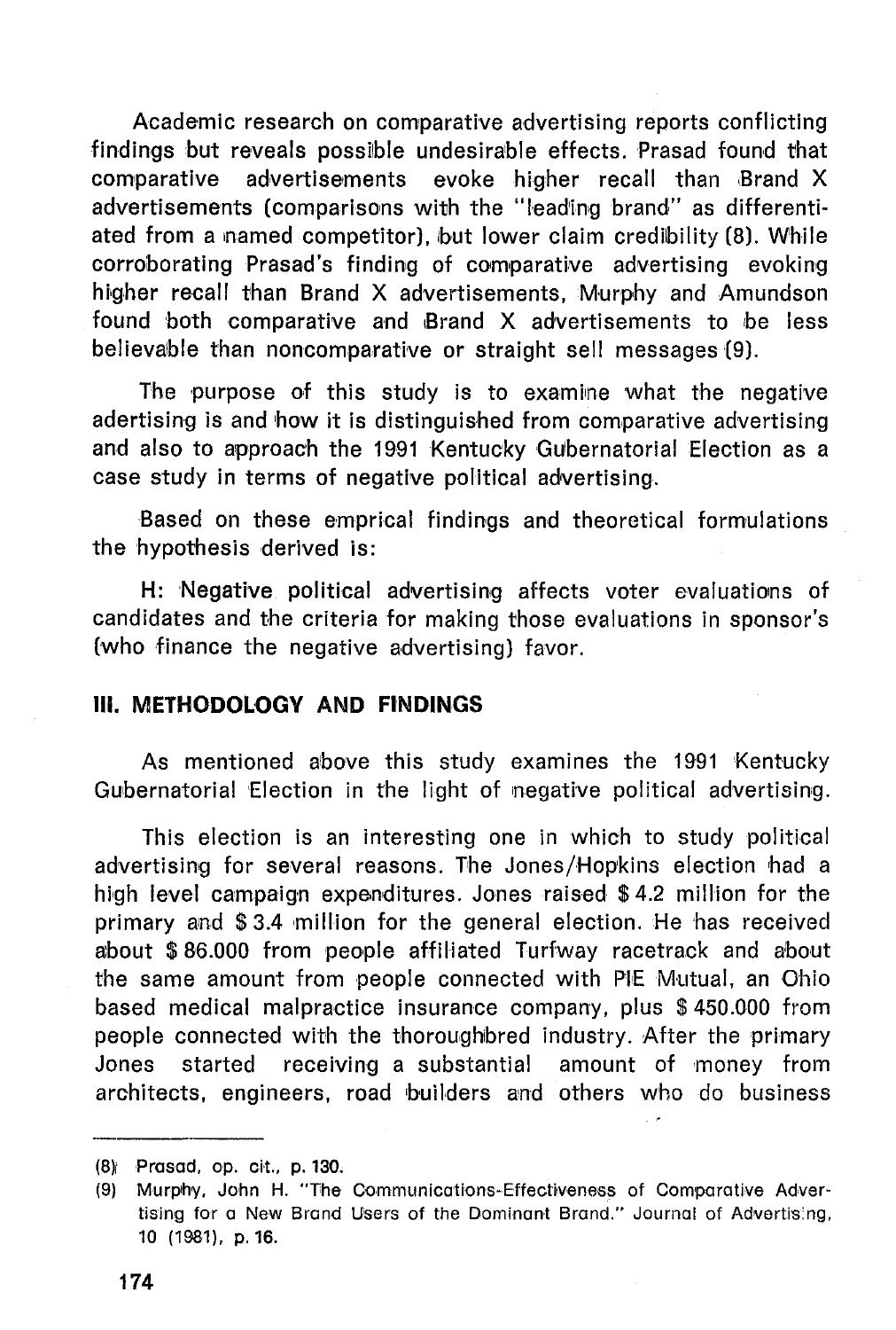Academic research on comparative advertising reports conflicting findings but reveals possible undesirable effects. Prasad found that comparative advertisements evoke higher recall than Brand X advertisements (comparisons with the "leading brand" as differentiated from a named competitor), but lower claim credibility (8). While corroborating Prasad's finding of comparative advertising evoking higher recall than Brand X advertisements, Murphy and Amundson found both comparative and Brand X advertisements to be less believable than noncomparative or straight sell messages (9).

The purpose of this study is to examine what the negative adertising is and how it is distinguished from comparative advertising and also to approach the 1991 Kentucky Gubernatorial Election as a case study in terms of negative political advertising.

Based on these emprical findings and theoretical formulations the hypothesis derived is:

H: Negative political advertising affects voter evaluations of candidates and the criteria for making those evaluations in sponsor's (who finance the negative advertising) favor.

## III. METHODOLOGY AND FINDINGS

As mentioned above this study examines the 1991 Kentucky Gubernatorial Election in the light of negative political advertising.

This election is an interesting one in which to study political advertising for several reasons. The Jones/Hopkins election had a high level campaign expenditures. Jones raised $ 4.2 million for the primary and $ 3.4 million for the general election. He has received about $ 86.000 from people affiliated Turfway racetrack and about the same amount from people connected with PIE Mutual, an Ohio based medical malpractice insurance company, plus $ 450.000 from people connected with the thoroughbred industry. After the primary Jones started receiving a substantial amount of money from architects, engineers, road builders and others who do business

---

(8) Prasad, op. cit., p. 130.

(9) Murphy, John H. "The Communications-Effectiveness of Comparative Advertising for a New Brand Users of the Dominant Brand." Journal of Advertising, 10 (1981), p. 16.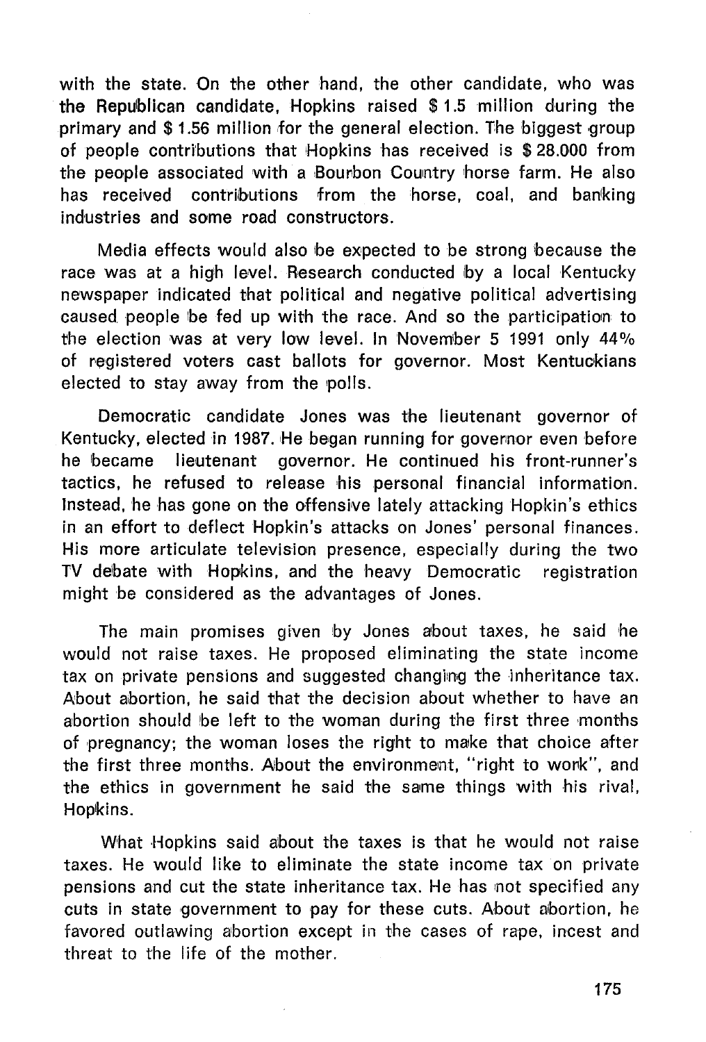with the state. On the other hand, the other candidate, who was the Republican candidate, Hopkins raised $ 1.5 million during the primary and $ 1.56 million for the general election. The biggest group of people contributions that Hopkins has received is $ 28.000 from the people associated with a Bourbon Country horse farm. He also has received contributions from the horse, coal, and banking industries and some road constructors.

Media effects would also be expected to be strong because the race was at a high level. Research conducted by a local Kentucky newspaper indicated that political and negative political advertising caused people be fed up with the race. And so the participation to the election was at very low level. In November 5 1991 only 44% of registered voters cast ballots for governor. Most Kentuckians elected to stay away from the polls.

Democratic candidate Jones was the lieutenant governor of Kentucky, elected in 1987. He began running for governor even before he became lieutenant governor. He continued his front-runner's tactics, he refused to release his personal financial information. Instead, he has gone on the offensive lately attacking Hopkin's ethics in an effort to deflect Hopkin's attacks on Jones' personal finances. His more articulate television presence, especially during the two TV debate with Hopkins, and the heavy Democratic registration might be considered as the advantages of Jones.

The main promises given by Jones about taxes, he said he would not raise taxes. He proposed eliminating the state income tax on private pensions and suggested changing the inheritance tax. About abortion, he said that the decision about whether to have an abortion should be left to the woman during the first three months of pregnancy; the woman loses the right to make that choice after the first three months. About the environment, "right to work", and the ethics in government he said the same things with his rival, Hopkins.

What Hopkins said about the taxes is that he would not raise taxes. He would like to eliminate the state income tax on private pensions and cut the state inheritance tax. He has not specified any cuts in state government to pay for these cuts. About abortion, he favored outlawing abortion except in the cases of rape, incest and threat to the life of the mother.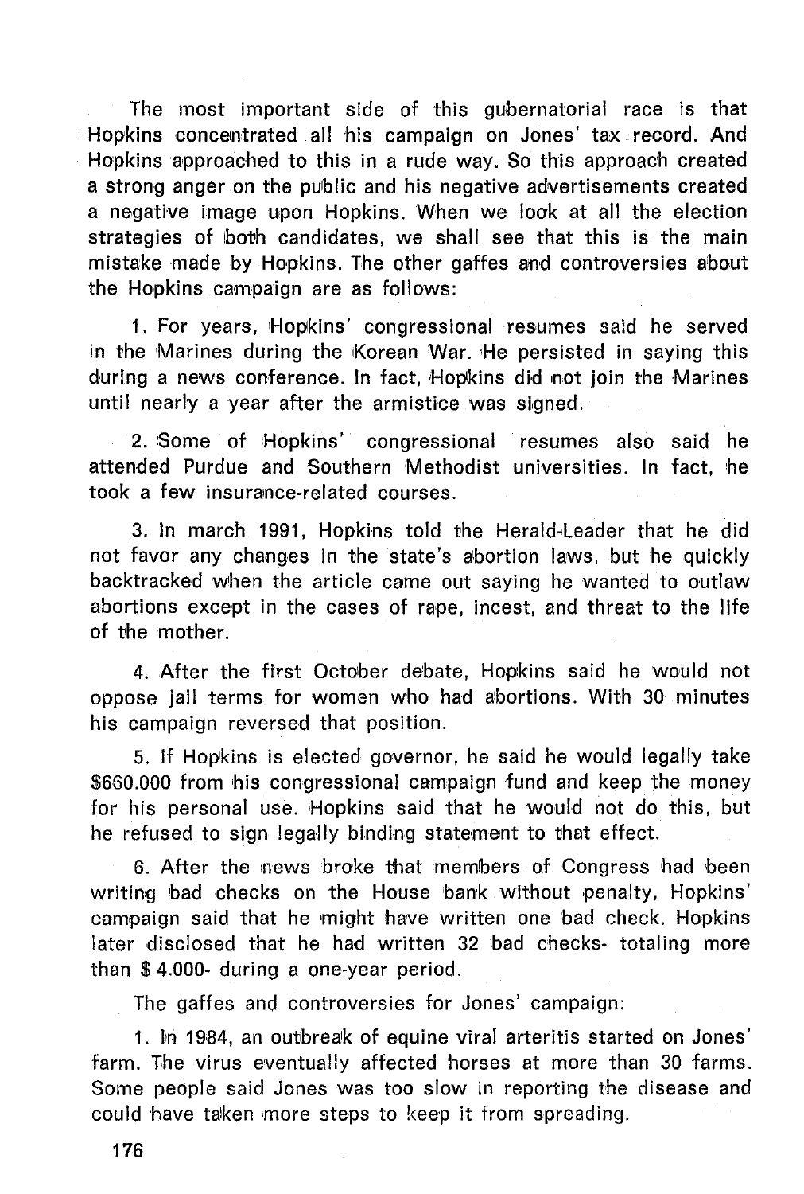The most important side of this gubernatorial race is that Hopkins concentrated all his campaign on Jones' tax record. And Hopkins approached to this in a rude way. So this approach created a strong anger on the public and his negative advertisements created a negative image upon Hopkins. When we look at all the election strategies of both candidates, we shall see that this is the main mistake made by Hopkins. The other gaffes and controversies about the Hopkins campaign are as follows:

1. For years, Hopkins' congressional resumes said he served in the Marines during the Korean War. He persisted in saying this during a news conference. In fact, Hopkins did not join the Marines until nearly a year after the armistice was signed.

2. Some of Hopkins' congressional resumes also said he attended Purdue and Southern Methodist universities. In fact, he took a few insurance-related courses.

3. In march 1991, Hopkins told the Herald-Leader that he did not favor any changes in the state's abortion laws, but he quickly backtracked when the article came out saying he wanted to outlaw abortions except in the cases of rape, incest, and threat to the life of the mother.

4. After the first October debate, Hopkins said he would not oppose jail terms for women who had abortions. With 30 minutes his campaign reversed that position.

5. If Hopkins is elected governor, he said he would legally take $660.000 from his congressional campaign fund and keep the money for his personal use. Hopkins said that he would not do this, but he refused to sign legally binding statement to that effect.

6. After the news broke that members of Congress had been writing bad checks on the House bank without penalty, Hopkins' campaign said that he might have written one bad check. Hopkins later disclosed that he had written 32 bad checks- totaling more than $ 4.000- during a one-year period.

The gaffes and controversies for Jones' campaign:

1. In 1984, an outbreak of equine viral arteritis started on Jones' farm. The virus eventually affected horses at more than 30 farms. Some people said Jones was too slow in reporting the disease and could have taken more steps to keep it from spreading.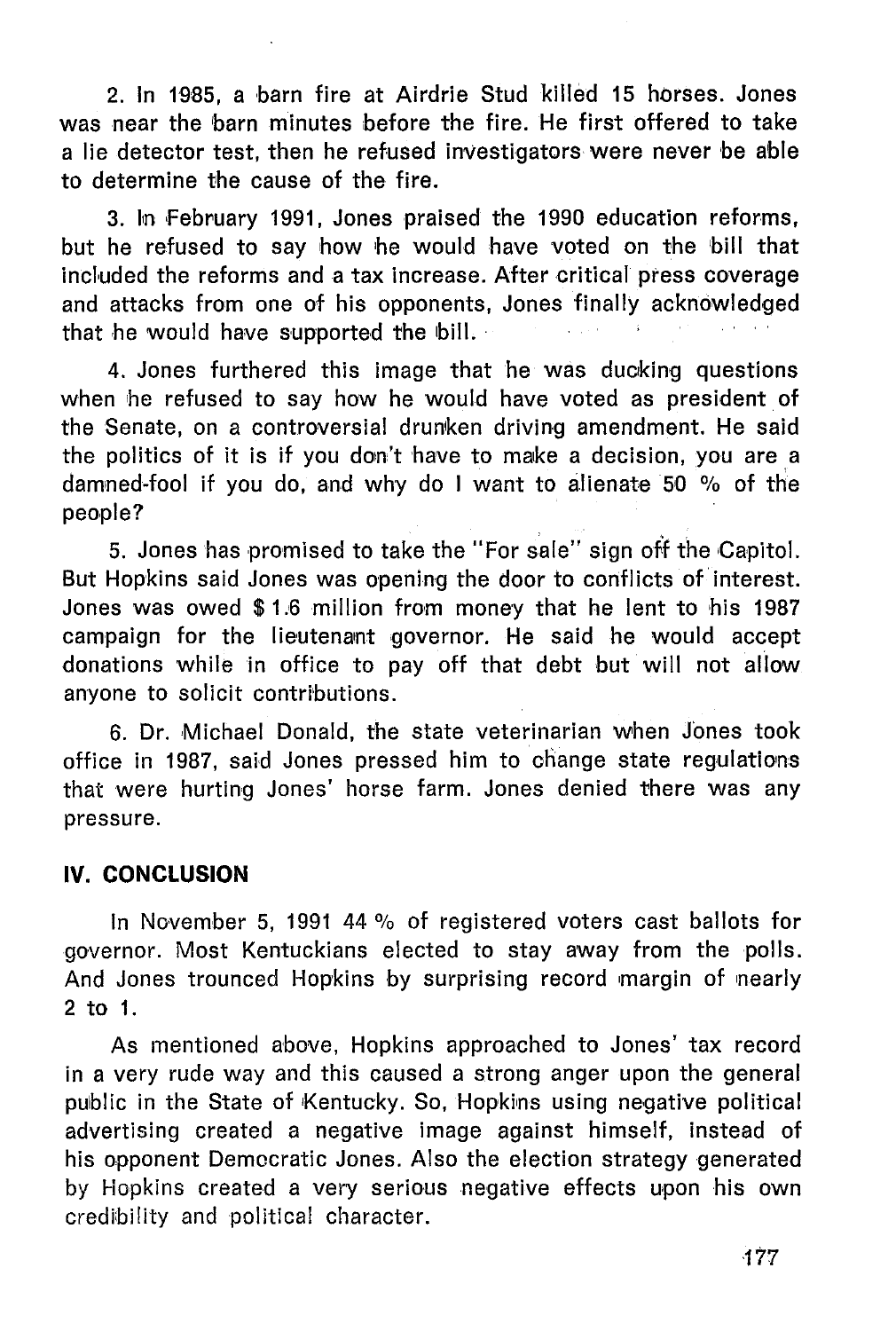2. In 1985, a barn fire at Airdrie Stud killed 15 horses. Jones was near the barn minutes before the fire. He first offered to take a lie detector test, then he refused investigators were never be able to determine the cause of the fire.

3. In February 1991, Jones praised the 1990 education reforms, but he refused to say how he would have voted on the bill that included the reforms and a tax increase. After critical press coverage and attacks from one of his opponents, Jones finally acknowledged that he would have supported the bill.

4. Jones furthered this image that he was ducking questions when he refused to say how he would have voted as president of the Senate, on a controversial drunken driving amendment. He said the politics of it is if you don't have to make a decision, you are a damned-fool if you do, and why do I want to alienate 50 % of the people?

5. Jones has promised to take the "For sale" sign off the Capitol. But Hopkins said Jones was opening the door to conflicts of interest. Jones was owed $ 1.6 million from money that he lent to his 1987 campaign for the lieutenant governor. He said he would accept donations while in office to pay off that debt but will not allow anyone to solicit contributions.

6. Dr. Michael Donald, the state veterinarian when Jones took office in 1987, said Jones pressed him to change state regulations that were hurting Jones' horse farm. Jones denied there was any pressure.

## IV. CONCLUSION

In November 5, 1991 44 % of registered voters cast ballots for governor. Most Kentuckians elected to stay away from the polls. And Jones trounced Hopkins by surprising record margin of nearly 2 to 1.

As mentioned above, Hopkins approached to Jones' tax record in a very rude way and this caused a strong anger upon the general public in the State of Kentucky. So, Hopkins using negative political advertising created a negative image against himself, instead of his opponent Democratic Jones. Also the election strategy generated by Hopkins created a very serious negative effects upon his own credibility and political character.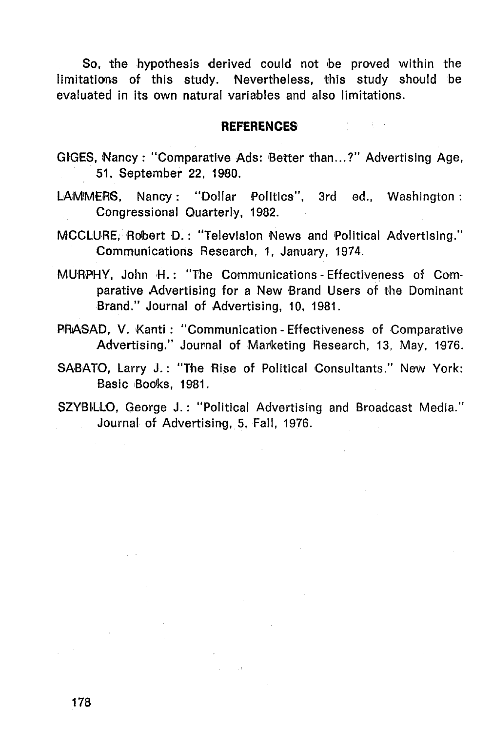So, the hypothesis derived could not be proved within the limitations of this study. Nevertheless, this study should be evaluated in its own natural variables and also limitations.

## REFERENCES

GIGES, Nancy: "Comparative Ads: Better than...?" Advertising Age, 51, September 22, 1980.

LAMMERS, Nancy: "Dollar Politics", 3rd ed., Washington: Congressional Quarterly, 1982.

MCCLURE, Robert D.: "Television News and Political Advertising." Communications Research, 1, January, 1974.

MURPHY, John H.: "The Communications - Effectiveness of Comparative Advertising for a New Brand Users of the Dominant Brand." Journal of Advertising, 10, 1981.

PRASAD, V. Kanti: "Communication - Effectiveness of Comparative Advertising." Journal of Marketing Research, 13, May, 1976.

SABATO, Larry J.: "The Rise of Political Consultants." New York: Basic Books, 1981.

SZYBILLO, George J.: "Political Advertising and Broadcast Media." Journal of Advertising, 5, Fall, 1976.